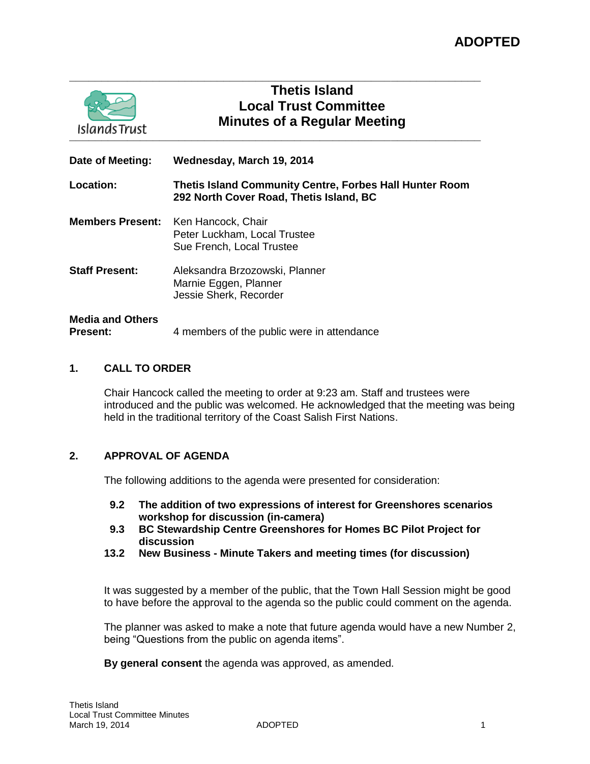**ADOPTED**

# Thetis Island
# Local Trust Committee
# Minutes of a Regular Meeting

| | |
|---|---|
| **Date of Meeting:** | **Wednesday, March 19, 2014** |
| **Location:** | **Thetis Island Community Centre, Forbes Hall Hunter Room 292 North Cover Road, Thetis Island, BC** |
| **Members Present:** | Ken Hancock, Chair<br>Peter Luckham, Local Trustee<br>Sue French, Local Trustee |
| **Staff Present:** | Aleksandra Brzozowski, Planner<br>Marnie Eggen, Planner<br>Jessie Sherk, Recorder |
| **Media and Others Present:** | 4 members of the public were in attendance |

## 1. CALL TO ORDER

Chair Hancock called the meeting to order at 9:23 am. Staff and trustees were introduced and the public was welcomed. He acknowledged that the meeting was being held in the traditional territory of the Coast Salish First Nations.

## 2. APPROVAL OF AGENDA

The following additions to the agenda were presented for consideration:

- **9.2 The addition of two expressions of interest for Greenshores scenarios workshop for discussion (in-camera)**
- **9.3 BC Stewardship Centre Greenshores for Homes BC Pilot Project for discussion**
- **13.2 New Business - Minute Takers and meeting times (for discussion)**

It was suggested by a member of the public, that the Town Hall Session might be good to have before the approval to the agenda so the public could comment on the agenda.

The planner was asked to make a note that future agenda would have a new Number 2, being "Questions from the public on agenda items".

**By general consent** the agenda was approved, as amended.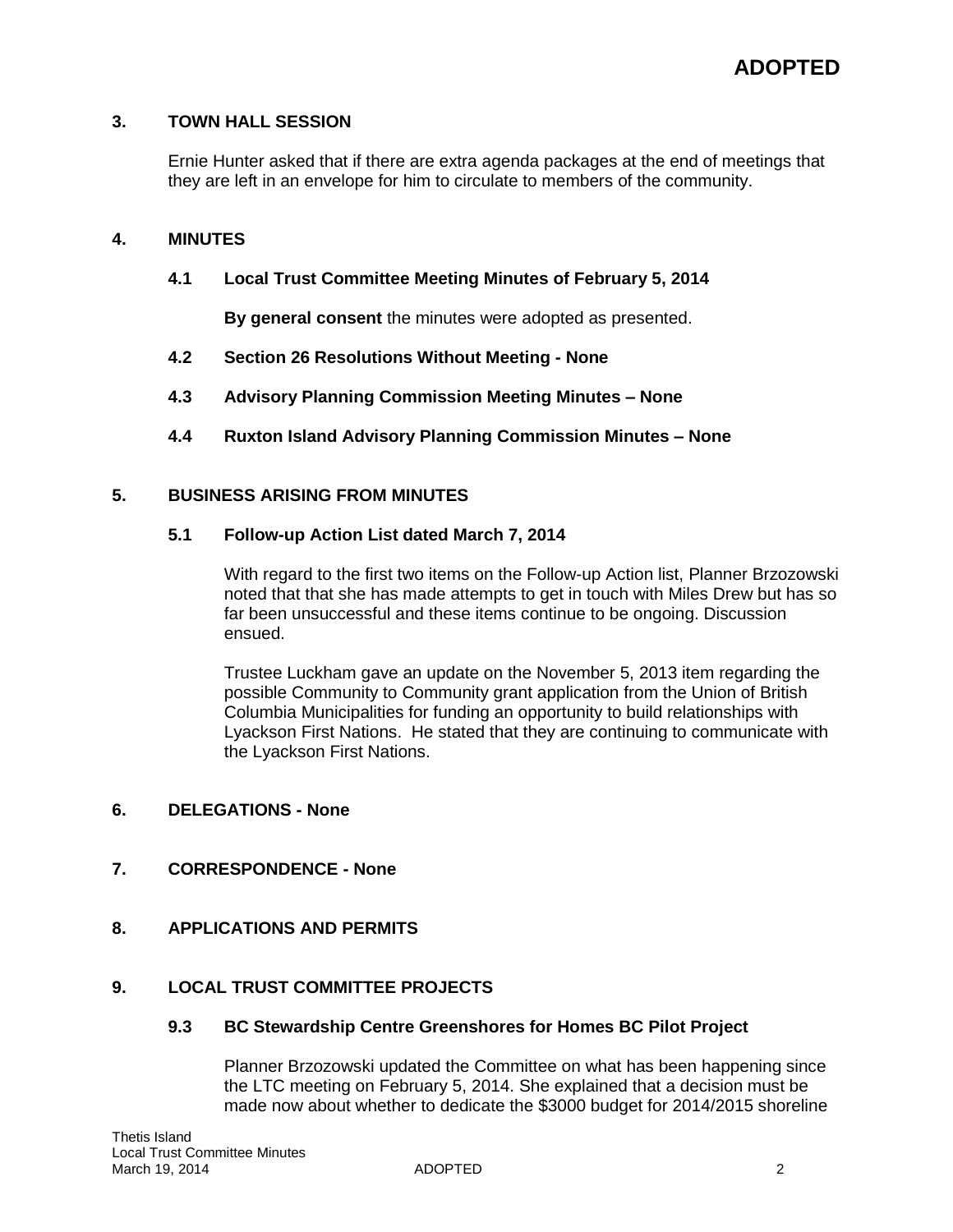**ADOPTED**

## 3. TOWN HALL SESSION

Ernie Hunter asked that if there are extra agenda packages at the end of meetings that they are left in an envelope for him to circulate to members of the community.

## 4. MINUTES

### 4.1 Local Trust Committee Meeting Minutes of February 5, 2014

**By general consent** the minutes were adopted as presented.

### 4.2 Section 26 Resolutions Without Meeting - None

### 4.3 Advisory Planning Commission Meeting Minutes – None

### 4.4 Ruxton Island Advisory Planning Commission Minutes – None

## 5. BUSINESS ARISING FROM MINUTES

### 5.1 Follow-up Action List dated March 7, 2014

With regard to the first two items on the Follow-up Action list, Planner Brzozowski noted that that she has made attempts to get in touch with Miles Drew but has so far been unsuccessful and these items continue to be ongoing. Discussion ensued.

Trustee Luckham gave an update on the November 5, 2013 item regarding the possible Community to Community grant application from the Union of British Columbia Municipalities for funding an opportunity to build relationships with Lyackson First Nations. He stated that they are continuing to communicate with the Lyackson First Nations.

## 6. DELEGATIONS - None

## 7. CORRESPONDENCE - None

## 8. APPLICATIONS AND PERMITS

## 9. LOCAL TRUST COMMITTEE PROJECTS

### 9.3 BC Stewardship Centre Greenshores for Homes BC Pilot Project

Planner Brzozowski updated the Committee on what has been happening since the LTC meeting on February 5, 2014. She explained that a decision must be made now about whether to dedicate the $3000 budget for 2014/2015 shoreline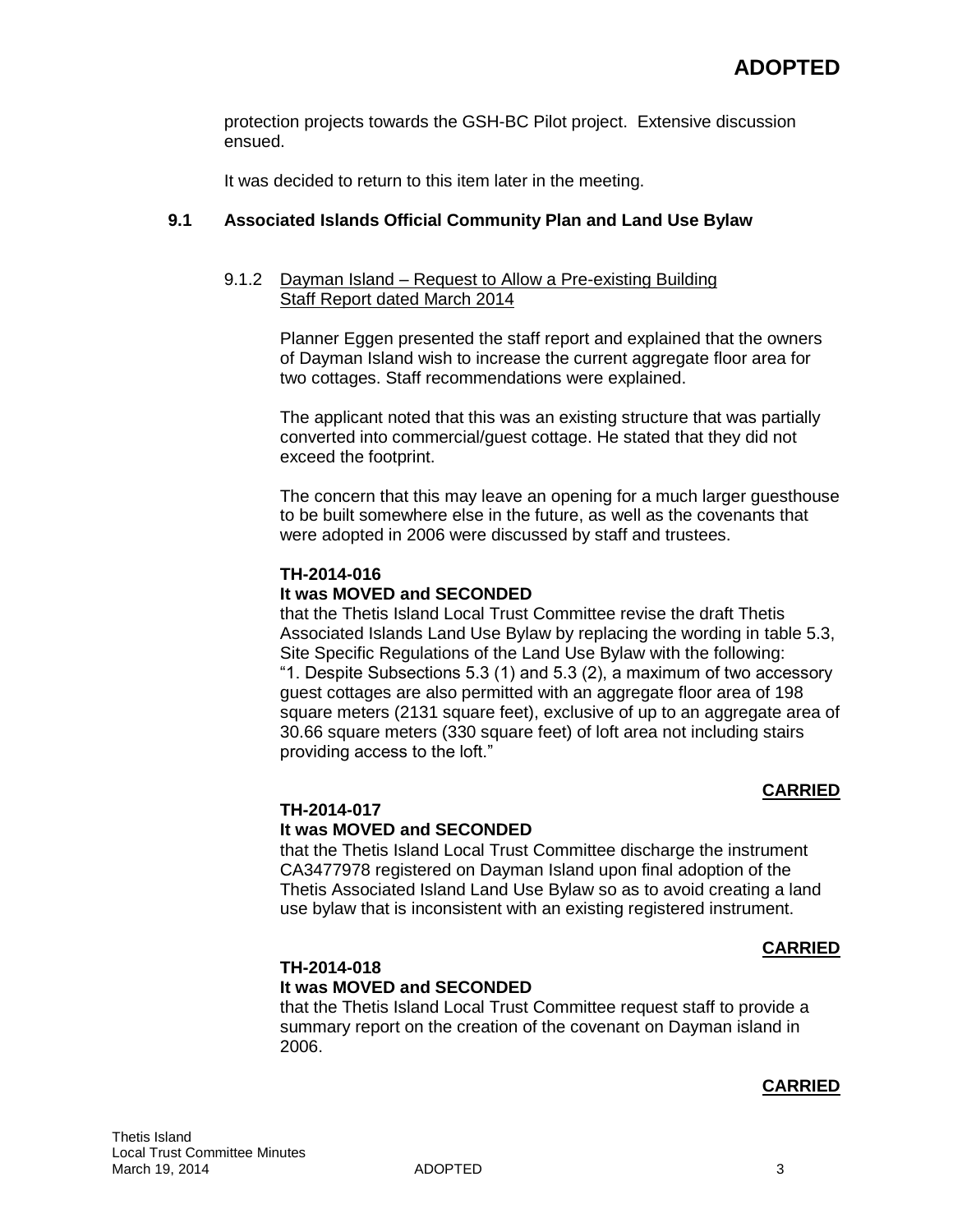protection projects towards the GSH-BC Pilot project. Extensive discussion ensued.

It was decided to return to this item later in the meeting.

### 9.1 Associated Islands Official Community Plan and Land Use Bylaw

#### 9.1.2 Dayman Island – Request to Allow a Pre-existing Building Staff Report dated March 2014

Planner Eggen presented the staff report and explained that the owners of Dayman Island wish to increase the current aggregate floor area for two cottages. Staff recommendations were explained.

The applicant noted that this was an existing structure that was partially converted into commercial/guest cottage. He stated that they did not exceed the footprint.

The concern that this may leave an opening for a much larger guesthouse to be built somewhere else in the future, as well as the covenants that were adopted in 2006 were discussed by staff and trustees.

**TH-2014-016**
**It was MOVED and SECONDED**
that the Thetis Island Local Trust Committee revise the draft Thetis Associated Islands Land Use Bylaw by replacing the wording in table 5.3, Site Specific Regulations of the Land Use Bylaw with the following:
"1. Despite Subsections 5.3 (1) and 5.3 (2), a maximum of two accessory guest cottages are also permitted with an aggregate floor area of 198 square meters (2131 square feet), exclusive of up to an aggregate area of 30.66 square meters (330 square feet) of loft area not including stairs providing access to the loft."

**CARRIED**

**TH-2014-017**
**It was MOVED and SECONDED**
that the Thetis Island Local Trust Committee discharge the instrument CA3477978 registered on Dayman Island upon final adoption of the Thetis Associated Island Land Use Bylaw so as to avoid creating a land use bylaw that is inconsistent with an existing registered instrument.

**CARRIED**

**TH-2014-018**
**It was MOVED and SECONDED**
that the Thetis Island Local Trust Committee request staff to provide a summary report on the creation of the covenant on Dayman island in 2006.

**CARRIED**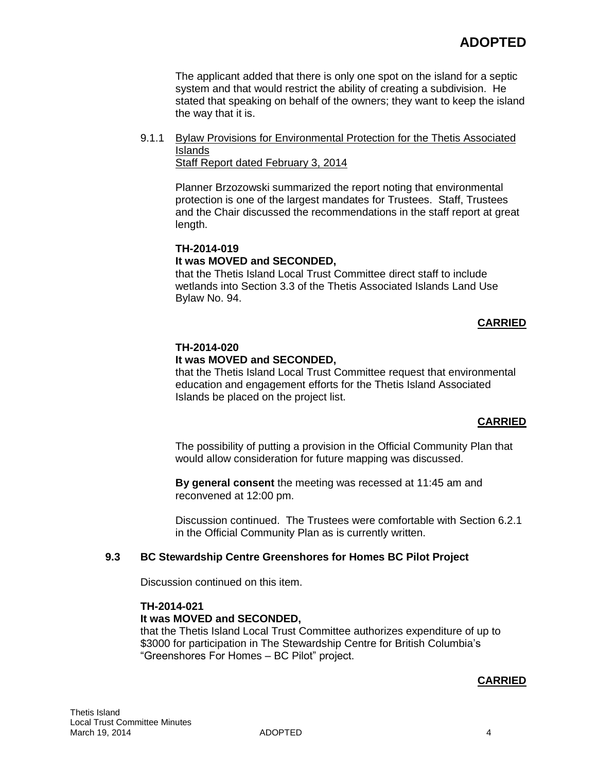The applicant added that there is only one spot on the island for a septic system and that would restrict the ability of creating a subdivision. He stated that speaking on behalf of the owners; they want to keep the island the way that it is.

9.1.1 Bylaw Provisions for Environmental Protection for the Thetis Associated Islands
Staff Report dated February 3, 2014

Planner Brzozowski summarized the report noting that environmental protection is one of the largest mandates for Trustees. Staff, Trustees and the Chair discussed the recommendations in the staff report at great length.

**TH-2014-019**
**It was MOVED and SECONDED,**
that the Thetis Island Local Trust Committee direct staff to include wetlands into Section 3.3 of the Thetis Associated Islands Land Use Bylaw No. 94.

**CARRIED**

**TH-2014-020**
**It was MOVED and SECONDED,**
that the Thetis Island Local Trust Committee request that environmental education and engagement efforts for the Thetis Island Associated Islands be placed on the project list.

**CARRIED**

The possibility of putting a provision in the Official Community Plan that would allow consideration for future mapping was discussed.

**By general consent** the meeting was recessed at 11:45 am and reconvened at 12:00 pm.

Discussion continued. The Trustees were comfortable with Section 6.2.1 in the Official Community Plan as is currently written.

### 9.3 BC Stewardship Centre Greenshores for Homes BC Pilot Project

Discussion continued on this item.

**TH-2014-021**
**It was MOVED and SECONDED,**
that the Thetis Island Local Trust Committee authorizes expenditure of up to $3000 for participation in The Stewardship Centre for British Columbia's "Greenshores For Homes – BC Pilot" project.

**CARRIED**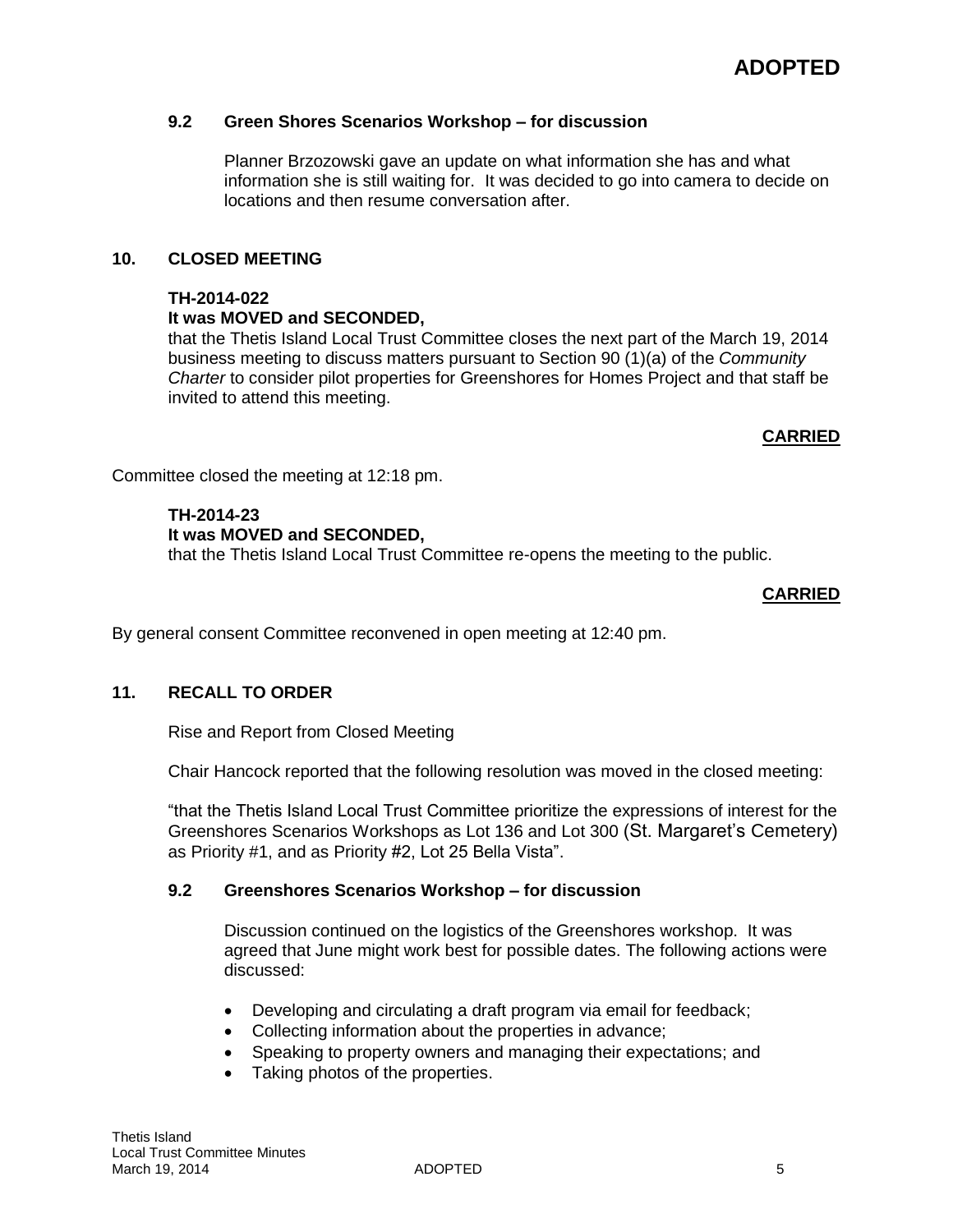**ADOPTED**

### 9.2 Green Shores Scenarios Workshop – for discussion

Planner Brzozowski gave an update on what information she has and what information she is still waiting for. It was decided to go into camera to decide on locations and then resume conversation after.

## 10. CLOSED MEETING

**TH-2014-022**
**It was MOVED and SECONDED,**
that the Thetis Island Local Trust Committee closes the next part of the March 19, 2014 business meeting to discuss matters pursuant to Section 90 (1)(a) of the *Community Charter* to consider pilot properties for Greenshores for Homes Project and that staff be invited to attend this meeting.

**CARRIED**

Committee closed the meeting at 12:18 pm.

**TH-2014-23**
**It was MOVED and SECONDED,**
that the Thetis Island Local Trust Committee re-opens the meeting to the public.

**CARRIED**

By general consent Committee reconvened in open meeting at 12:40 pm.

## 11. RECALL TO ORDER

Rise and Report from Closed Meeting

Chair Hancock reported that the following resolution was moved in the closed meeting:

"that the Thetis Island Local Trust Committee prioritize the expressions of interest for the Greenshores Scenarios Workshops as Lot 136 and Lot 300 (St. Margaret's Cemetery) as Priority #1, and as Priority #2, Lot 25 Bella Vista".

### 9.2 Greenshores Scenarios Workshop – for discussion

Discussion continued on the logistics of the Greenshores workshop. It was agreed that June might work best for possible dates. The following actions were discussed:

- Developing and circulating a draft program via email for feedback;
- Collecting information about the properties in advance;
- Speaking to property owners and managing their expectations; and
- Taking photos of the properties.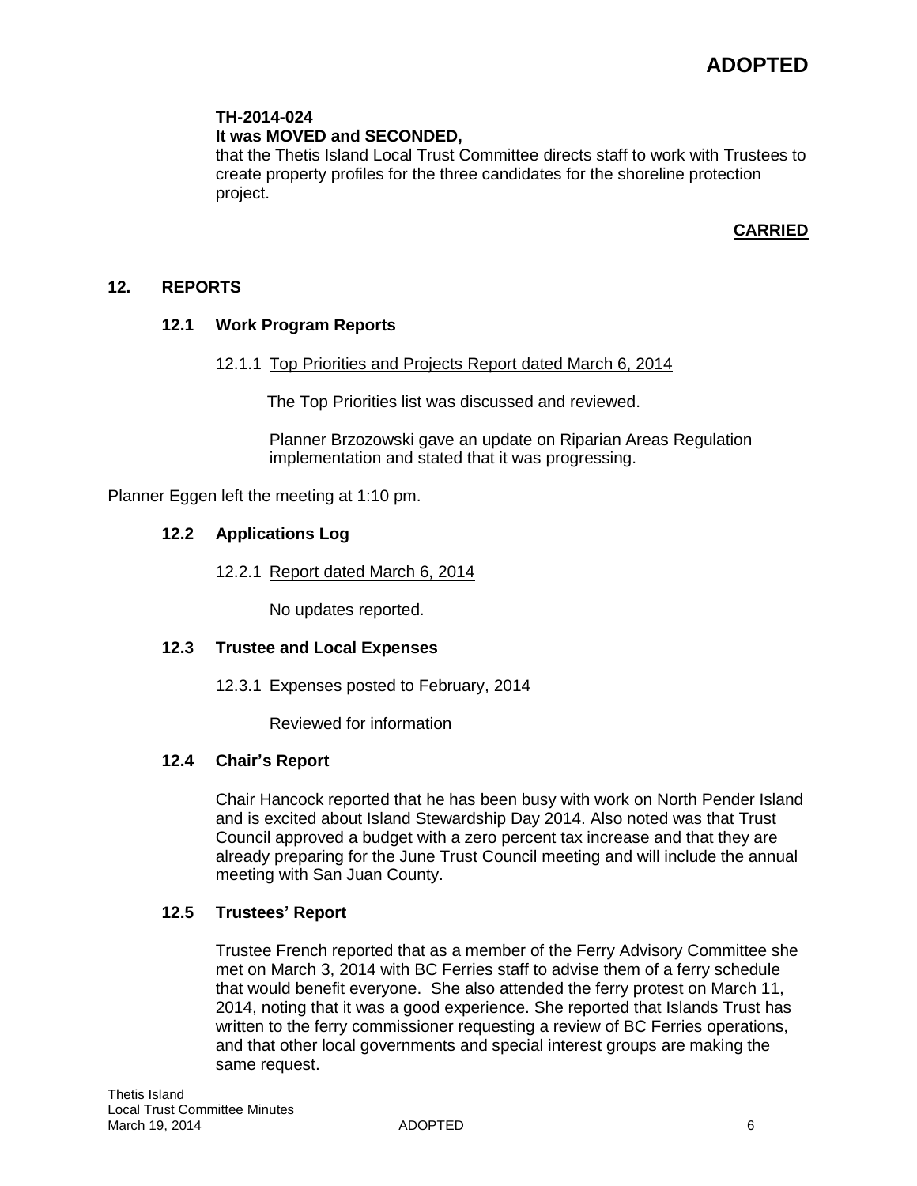**ADOPTED**

**TH-2014-024**
**It was MOVED and SECONDED,**
that the Thetis Island Local Trust Committee directs staff to work with Trustees to create property profiles for the three candidates for the shoreline protection project.

**CARRIED**

## 12. REPORTS

### 12.1 Work Program Reports

12.1.1 Top Priorities and Projects Report dated March 6, 2014

The Top Priorities list was discussed and reviewed.

Planner Brzozowski gave an update on Riparian Areas Regulation implementation and stated that it was progressing.

Planner Eggen left the meeting at 1:10 pm.

### 12.2 Applications Log

12.2.1 Report dated March 6, 2014

No updates reported.

### 12.3 Trustee and Local Expenses

12.3.1 Expenses posted to February, 2014

Reviewed for information

### 12.4 Chair's Report

Chair Hancock reported that he has been busy with work on North Pender Island and is excited about Island Stewardship Day 2014. Also noted was that Trust Council approved a budget with a zero percent tax increase and that they are already preparing for the June Trust Council meeting and will include the annual meeting with San Juan County.

### 12.5 Trustees' Report

Trustee French reported that as a member of the Ferry Advisory Committee she met on March 3, 2014 with BC Ferries staff to advise them of a ferry schedule that would benefit everyone. She also attended the ferry protest on March 11, 2014, noting that it was a good experience. She reported that Islands Trust has written to the ferry commissioner requesting a review of BC Ferries operations, and that other local governments and special interest groups are making the same request.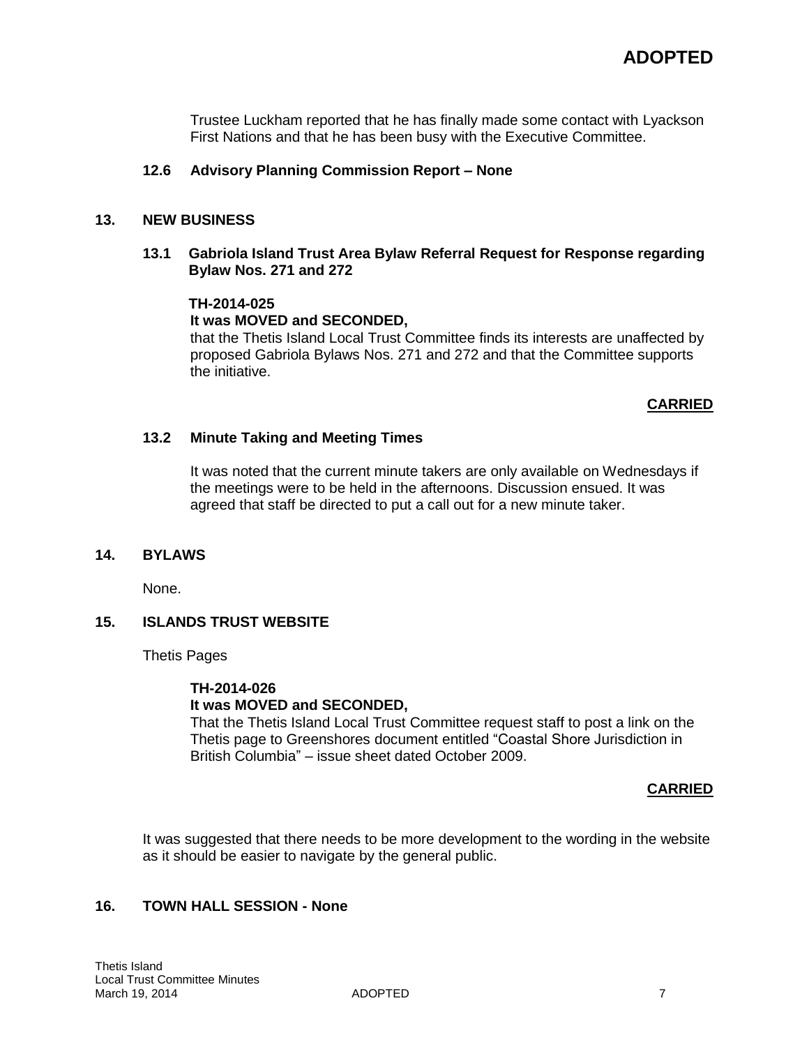**ADOPTED**

Trustee Luckham reported that he has finally made some contact with Lyackson First Nations and that he has been busy with the Executive Committee.

### 12.6 Advisory Planning Commission Report – None

## 13. NEW BUSINESS

### 13.1 Gabriola Island Trust Area Bylaw Referral Request for Response regarding Bylaw Nos. 271 and 272

**TH-2014-025**
**It was MOVED and SECONDED,**
that the Thetis Island Local Trust Committee finds its interests are unaffected by proposed Gabriola Bylaws Nos. 271 and 272 and that the Committee supports the initiative.

**CARRIED**

### 13.2 Minute Taking and Meeting Times

It was noted that the current minute takers are only available on Wednesdays if the meetings were to be held in the afternoons. Discussion ensued. It was agreed that staff be directed to put a call out for a new minute taker.

## 14. BYLAWS

None.

## 15. ISLANDS TRUST WEBSITE

Thetis Pages

**TH-2014-026**
**It was MOVED and SECONDED,**
That the Thetis Island Local Trust Committee request staff to post a link on the Thetis page to Greenshores document entitled "Coastal Shore Jurisdiction in British Columbia" – issue sheet dated October 2009.

**CARRIED**

It was suggested that there needs to be more development to the wording in the website as it should be easier to navigate by the general public.

## 16. TOWN HALL SESSION - None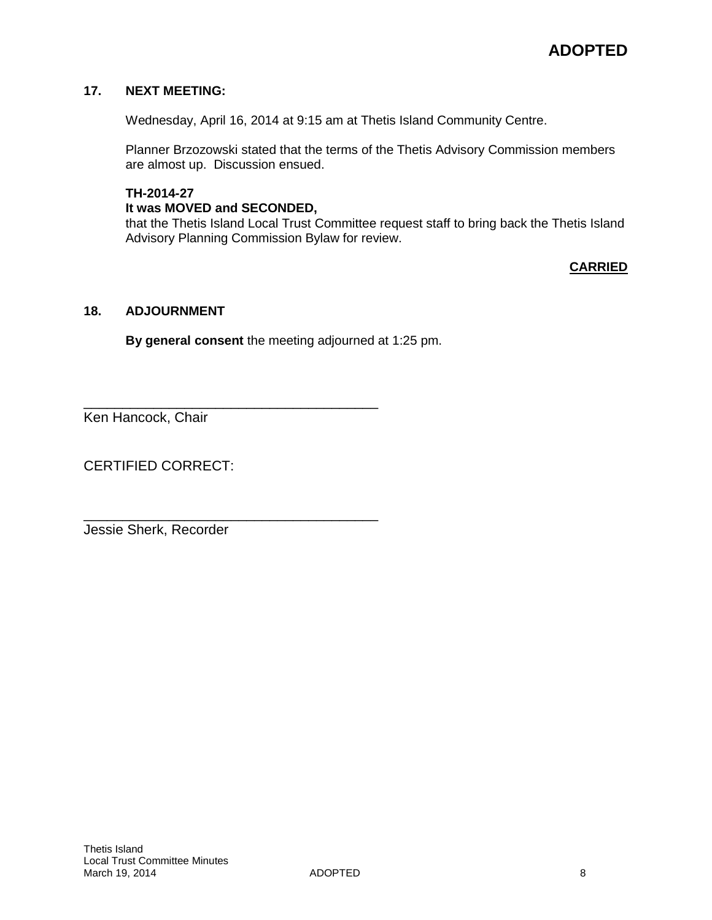**ADOPTED**

### 17. NEXT MEETING:

Wednesday, April 16, 2014 at 9:15 am at Thetis Island Community Centre.

Planner Brzozowski stated that the terms of the Thetis Advisory Commission members are almost up. Discussion ensued.

**TH-2014-27**
**It was MOVED and SECONDED,**
that the Thetis Island Local Trust Committee request staff to bring back the Thetis Island Advisory Planning Commission Bylaw for review.

**CARRIED**

### 18. ADJOURNMENT

**By general consent** the meeting adjourned at 1:25 pm.

\_\_\_\_\_\_\_\_\_\_\_\_\_\_\_\_\_\_\_\_\_\_\_\_\_\_\_\_\_\_\_\_\_\_\_\_\_\_\_\_
Ken Hancock, Chair

CERTIFIED CORRECT:

\_\_\_\_\_\_\_\_\_\_\_\_\_\_\_\_\_\_\_\_\_\_\_\_\_\_\_\_\_\_\_\_\_\_\_\_\_\_\_\_
Jessie Sherk, Recorder